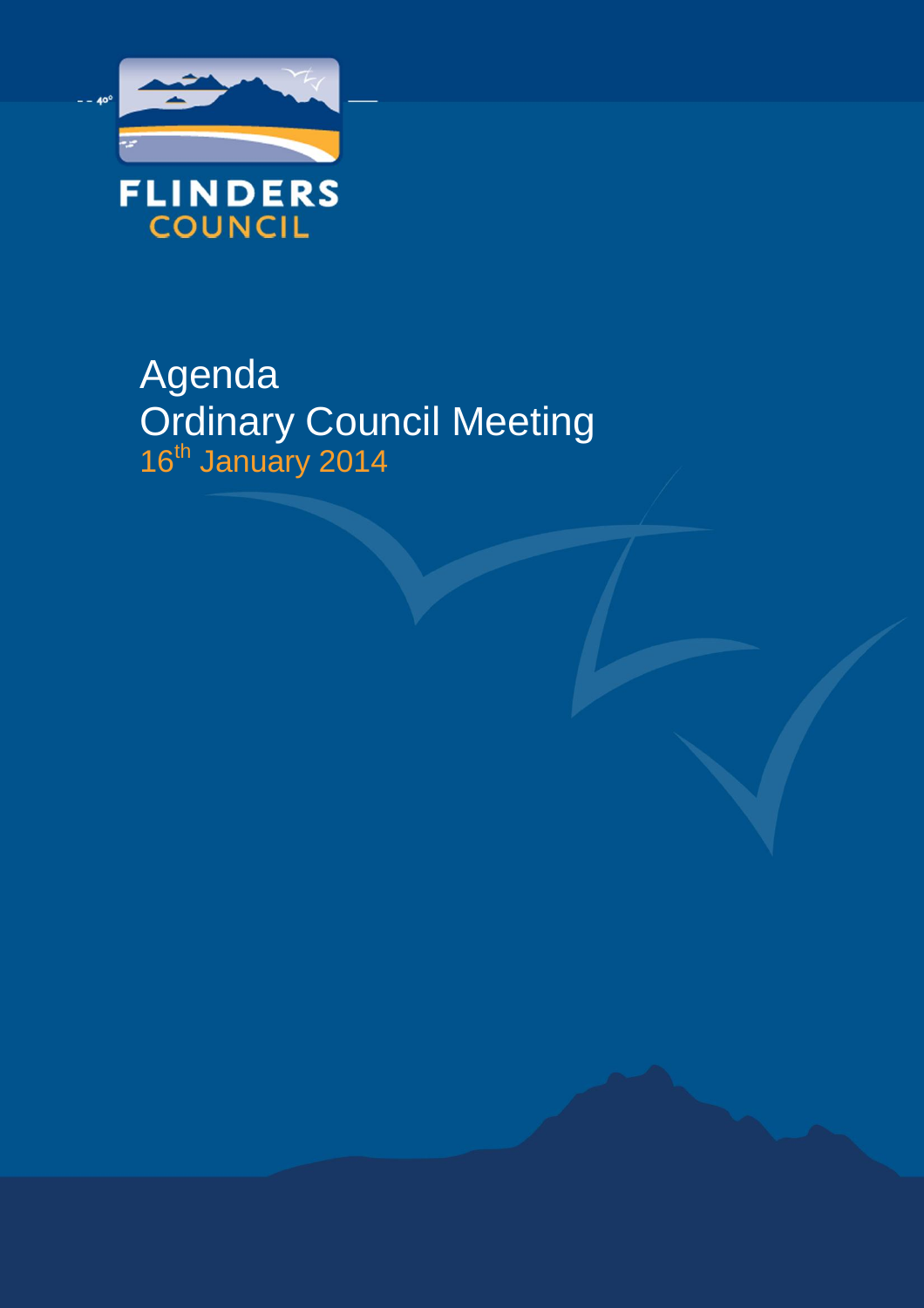FLINDERS
COUNCIL

# Agenda
# Ordinary Council Meeting

16th January 2014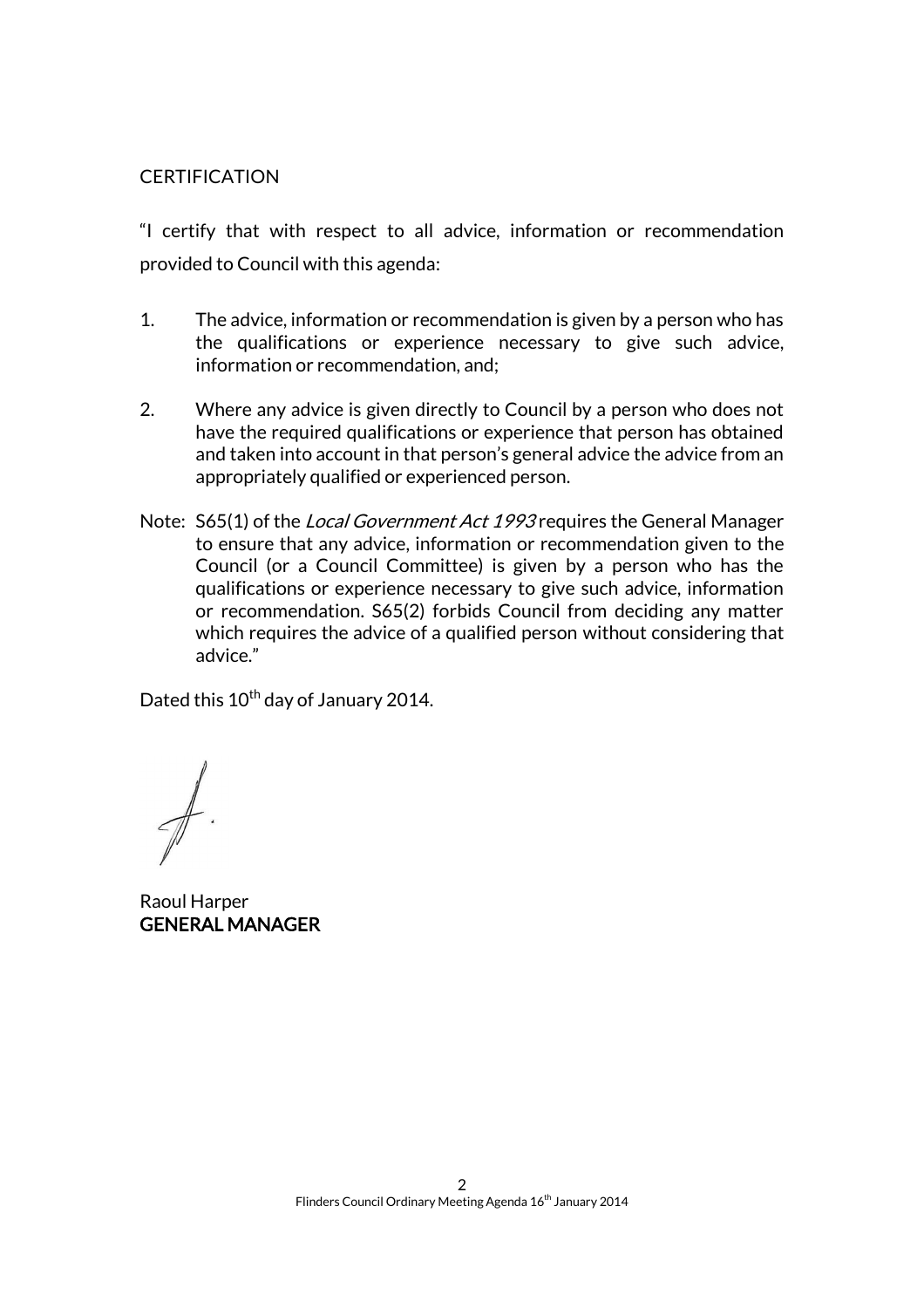CERTIFICATION

"I certify that with respect to all advice, information or recommendation provided to Council with this agenda:

1. The advice, information or recommendation is given by a person who has the qualifications or experience necessary to give such advice, information or recommendation, and;

2. Where any advice is given directly to Council by a person who does not have the required qualifications or experience that person has obtained and taken into account in that person's general advice the advice from an appropriately qualified or experienced person.

Note: S65(1) of the *Local Government Act 1993* requires the General Manager to ensure that any advice, information or recommendation given to the Council (or a Council Committee) is given by a person who has the qualifications or experience necessary to give such advice, information or recommendation. S65(2) forbids Council from deciding any matter which requires the advice of a qualified person without considering that advice."

Dated this 10th day of January 2014.

Raoul Harper
**GENERAL MANAGER**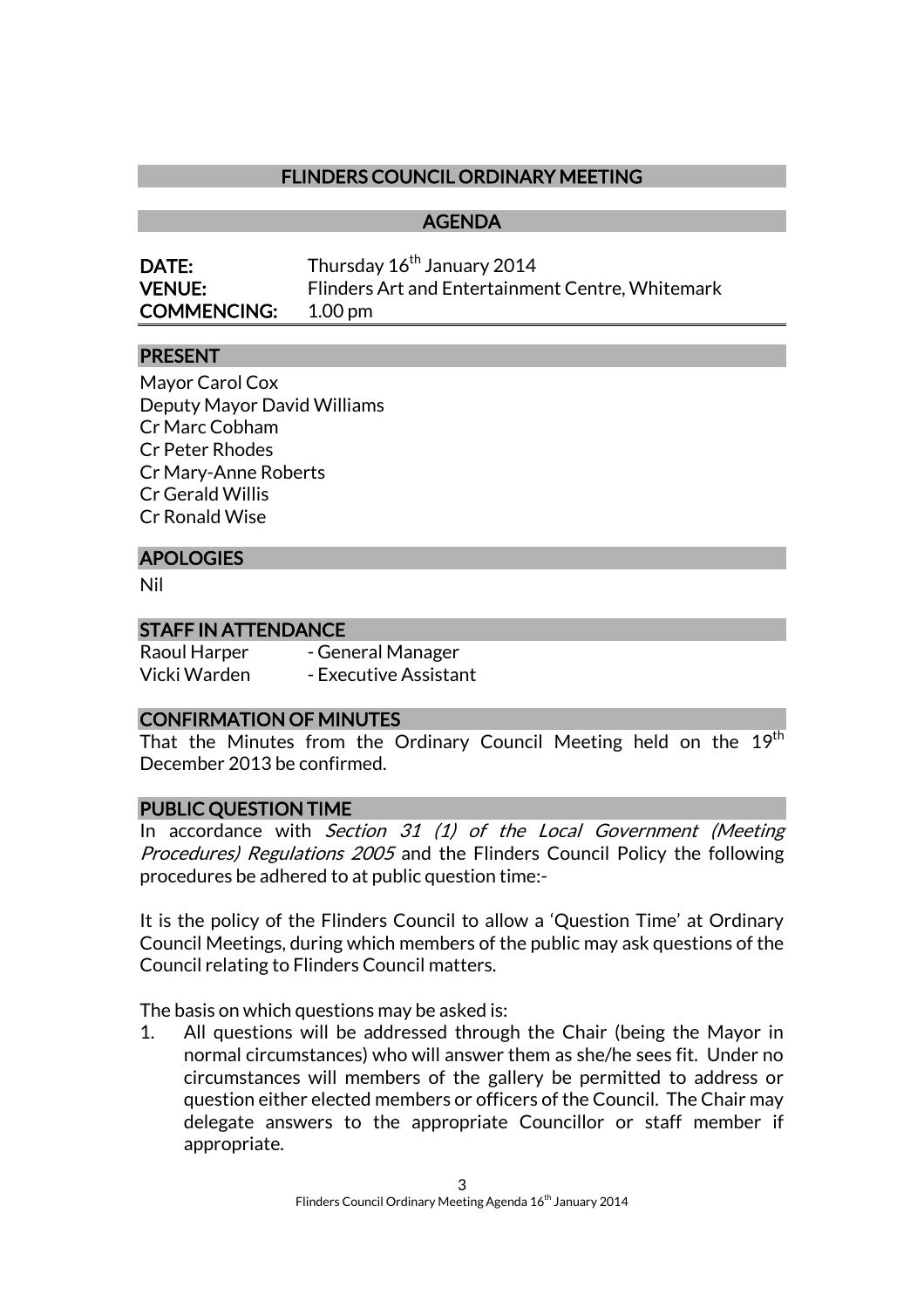## FLINDERS COUNCIL ORDINARY MEETING

## AGENDA

**DATE:** Thursday 16th January 2014
**VENUE:** Flinders Art and Entertainment Centre, Whitemark
**COMMENCING:** 1.00 pm

### PRESENT

Mayor Carol Cox
Deputy Mayor David Williams
Cr Marc Cobham
Cr Peter Rhodes
Cr Mary-Anne Roberts
Cr Gerald Willis
Cr Ronald Wise

### APOLOGIES

Nil

### STAFF IN ATTENDANCE

Raoul Harper - General Manager
Vicki Warden - Executive Assistant

### CONFIRMATION OF MINUTES

That the Minutes from the Ordinary Council Meeting held on the 19th December 2013 be confirmed.

### PUBLIC QUESTION TIME

In accordance with *Section 31 (1) of the Local Government (Meeting Procedures) Regulations 2005* and the Flinders Council Policy the following procedures be adhered to at public question time:-

It is the policy of the Flinders Council to allow a 'Question Time' at Ordinary Council Meetings, during which members of the public may ask questions of the Council relating to Flinders Council matters.

The basis on which questions may be asked is:

1. All questions will be addressed through the Chair (being the Mayor in normal circumstances) who will answer them as she/he sees fit. Under no circumstances will members of the gallery be permitted to address or question either elected members or officers of the Council. The Chair may delegate answers to the appropriate Councillor or staff member if appropriate.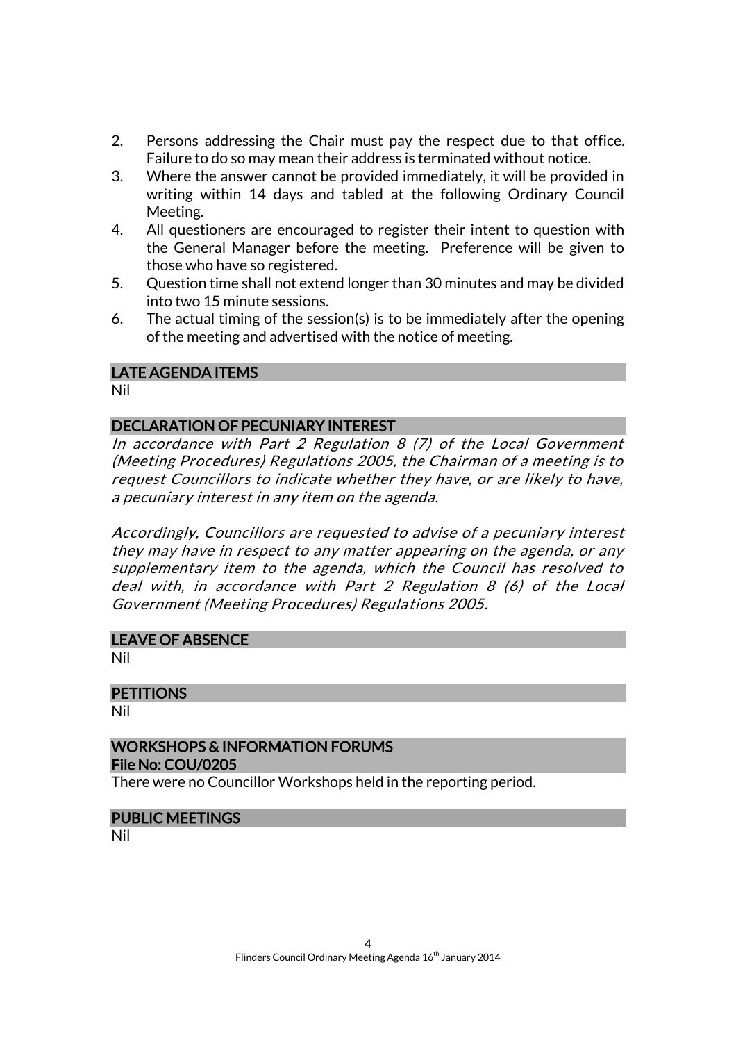2. Persons addressing the Chair must pay the respect due to that office. Failure to do so may mean their address is terminated without notice.
3. Where the answer cannot be provided immediately, it will be provided in writing within 14 days and tabled at the following Ordinary Council Meeting.
4. All questioners are encouraged to register their intent to question with the General Manager before the meeting. Preference will be given to those who have so registered.
5. Question time shall not extend longer than 30 minutes and may be divided into two 15 minute sessions.
6. The actual timing of the session(s) is to be immediately after the opening of the meeting and advertised with the notice of meeting.

## LATE AGENDA ITEMS

Nil

## DECLARATION OF PECUNIARY INTEREST

*In accordance with Part 2 Regulation 8 (7) of the Local Government (Meeting Procedures) Regulations 2005, the Chairman of a meeting is to request Councillors to indicate whether they have, or are likely to have, a pecuniary interest in any item on the agenda.*

*Accordingly, Councillors are requested to advise of a pecuniary interest they may have in respect to any matter appearing on the agenda, or any supplementary item to the agenda, which the Council has resolved to deal with, in accordance with Part 2 Regulation 8 (6) of the Local Government (Meeting Procedures) Regulations 2005.*

## LEAVE OF ABSENCE

Nil

## PETITIONS

Nil

## WORKSHOPS & INFORMATION FORUMS
**File No: COU/0205**

There were no Councillor Workshops held in the reporting period.

## PUBLIC MEETINGS

Nil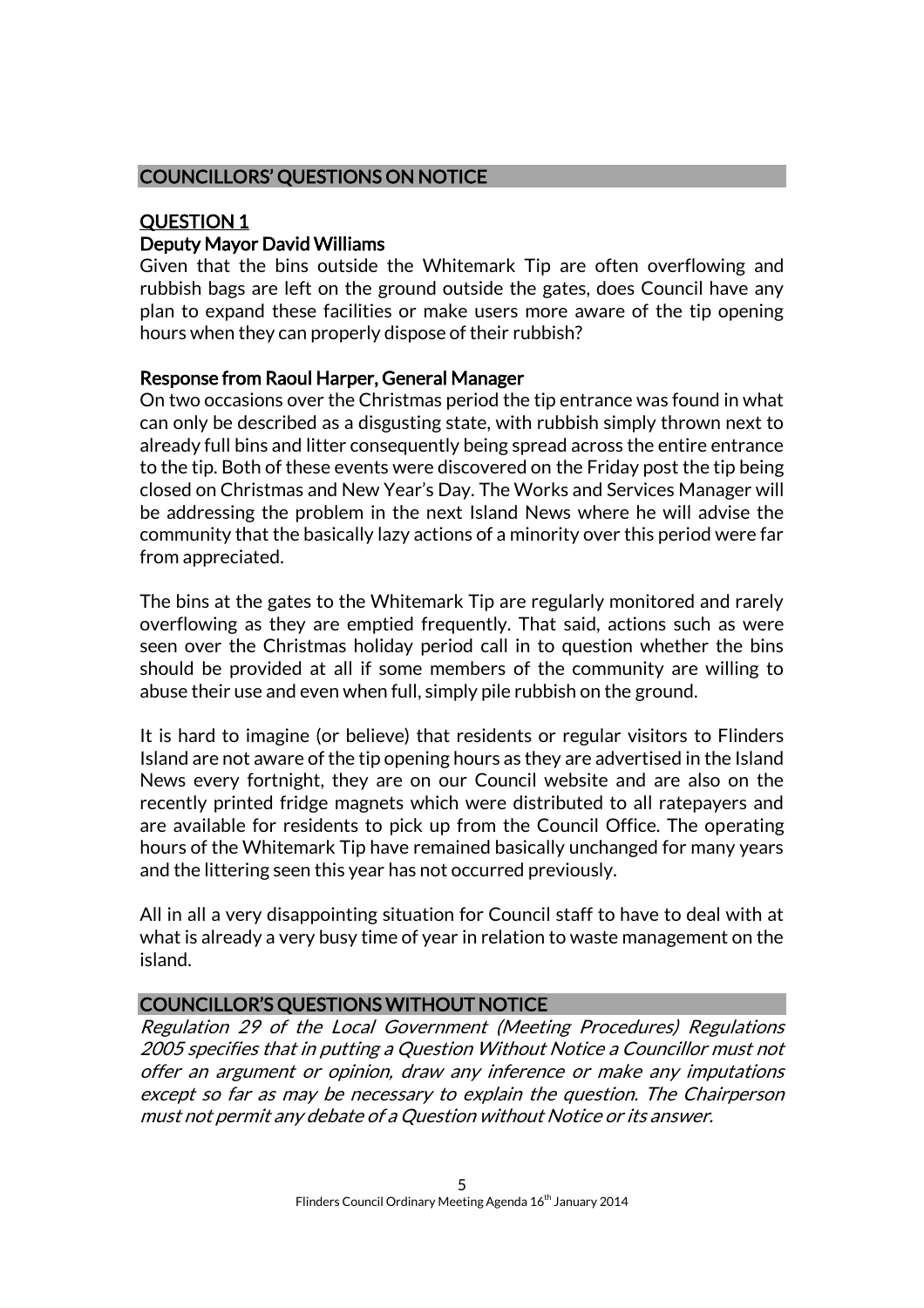## COUNCILLORS' QUESTIONS ON NOTICE

### QUESTION 1

**Deputy Mayor David Williams**

Given that the bins outside the Whitemark Tip are often overflowing and rubbish bags are left on the ground outside the gates, does Council have any plan to expand these facilities or make users more aware of the tip opening hours when they can properly dispose of their rubbish?

**Response from Raoul Harper, General Manager**

On two occasions over the Christmas period the tip entrance was found in what can only be described as a disgusting state, with rubbish simply thrown next to already full bins and litter consequently being spread across the entire entrance to the tip. Both of these events were discovered on the Friday post the tip being closed on Christmas and New Year's Day. The Works and Services Manager will be addressing the problem in the next Island News where he will advise the community that the basically lazy actions of a minority over this period were far from appreciated.

The bins at the gates to the Whitemark Tip are regularly monitored and rarely overflowing as they are emptied frequently. That said, actions such as were seen over the Christmas holiday period call in to question whether the bins should be provided at all if some members of the community are willing to abuse their use and even when full, simply pile rubbish on the ground.

It is hard to imagine (or believe) that residents or regular visitors to Flinders Island are not aware of the tip opening hours as they are advertised in the Island News every fortnight, they are on our Council website and are also on the recently printed fridge magnets which were distributed to all ratepayers and are available for residents to pick up from the Council Office. The operating hours of the Whitemark Tip have remained basically unchanged for many years and the littering seen this year has not occurred previously.

All in all a very disappointing situation for Council staff to have to deal with at what is already a very busy time of year in relation to waste management on the island.

## COUNCILLOR'S QUESTIONS WITHOUT NOTICE

*Regulation 29 of the Local Government (Meeting Procedures) Regulations 2005 specifies that in putting a Question Without Notice a Councillor must not offer an argument or opinion, draw any inference or make any imputations except so far as may be necessary to explain the question. The Chairperson must not permit any debate of a Question without Notice or its answer.*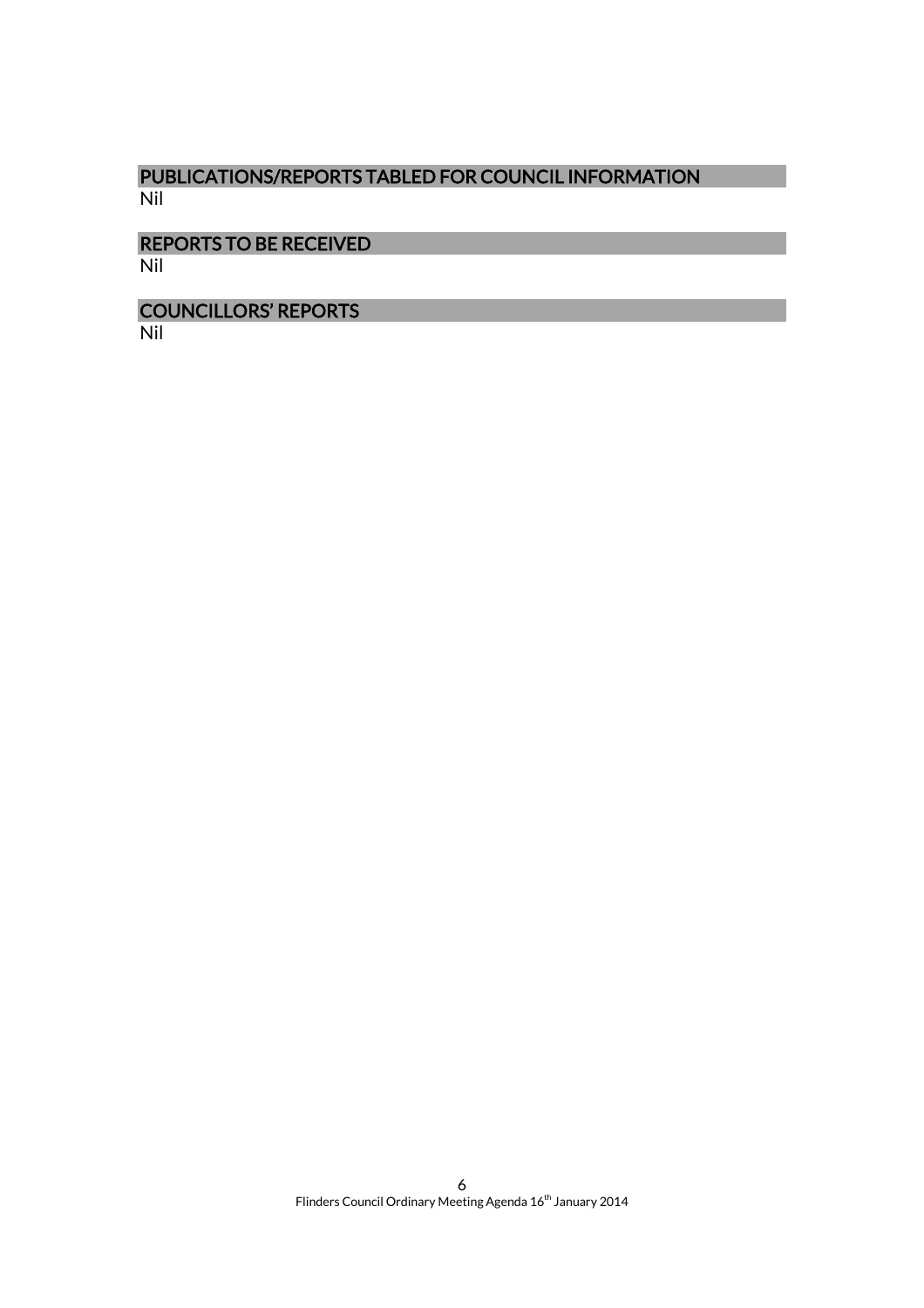## PUBLICATIONS/REPORTS TABLED FOR COUNCIL INFORMATION

Nil

## REPORTS TO BE RECEIVED

Nil

## COUNCILLORS' REPORTS

Nil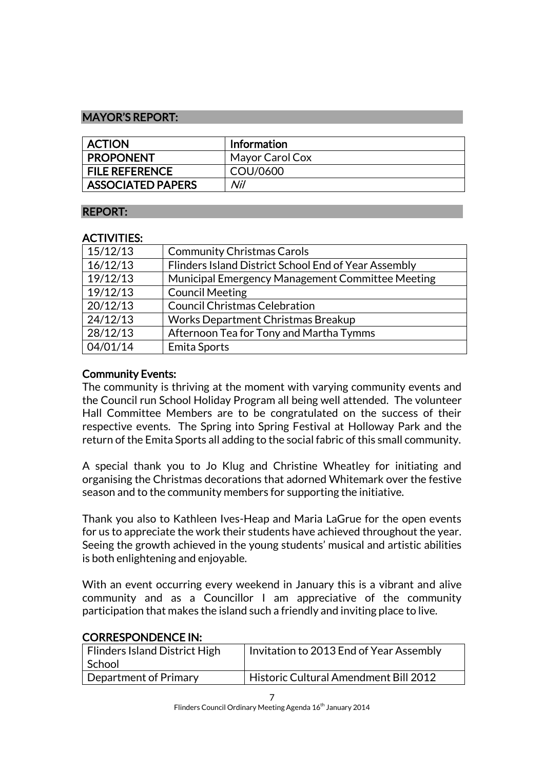## MAYOR'S REPORT:

| ACTION | Information |
|---|---|
| PROPONENT | Mayor Carol Cox |
| FILE REFERENCE | COU/0600 |
| ASSOCIATED PAPERS | *Nil* |

## REPORT:

### ACTIVITIES:

| | |
|---|---|
| 15/12/13 | Community Christmas Carols |
| 16/12/13 | Flinders Island District School End of Year Assembly |
| 19/12/13 | Municipal Emergency Management Committee Meeting |
| 19/12/13 | Council Meeting |
| 20/12/13 | Council Christmas Celebration |
| 24/12/13 | Works Department Christmas Breakup |
| 28/12/13 | Afternoon Tea for Tony and Martha Tymms |
| 04/01/14 | Emita Sports |

### Community Events:

The community is thriving at the moment with varying community events and the Council run School Holiday Program all being well attended. The volunteer Hall Committee Members are to be congratulated on the success of their respective events. The Spring into Spring Festival at Holloway Park and the return of the Emita Sports all adding to the social fabric of this small community.

A special thank you to Jo Klug and Christine Wheatley for initiating and organising the Christmas decorations that adorned Whitemark over the festive season and to the community members for supporting the initiative.

Thank you also to Kathleen Ives-Heap and Maria LaGrue for the open events for us to appreciate the work their students have achieved throughout the year. Seeing the growth achieved in the young students' musical and artistic abilities is both enlightening and enjoyable.

With an event occurring every weekend in January this is a vibrant and alive community and as a Councillor I am appreciative of the community participation that makes the island such a friendly and inviting place to live.

### CORRESPONDENCE IN:

| | |
|---|---|
| Flinders Island District High School | Invitation to 2013 End of Year Assembly |
| Department of Primary | Historic Cultural Amendment Bill 2012 |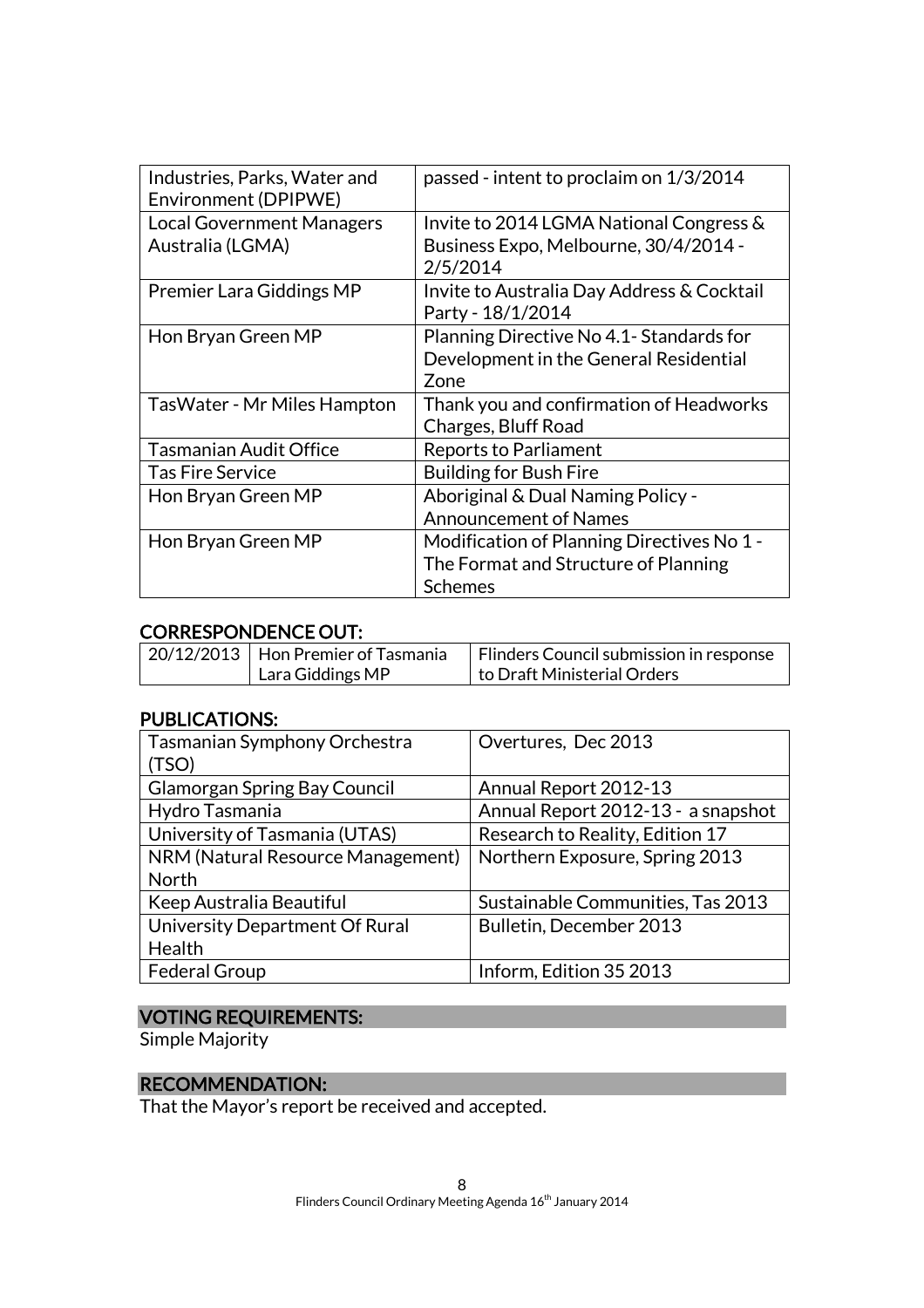| | |
|---|---|
| Industries, Parks, Water and Environment (DPIPWE) | passed - intent to proclaim on 1/3/2014 |
| Local Government Managers Australia (LGMA) | Invite to 2014 LGMA National Congress & Business Expo, Melbourne, 30/4/2014 - 2/5/2014 |
| Premier Lara Giddings MP | Invite to Australia Day Address & Cocktail Party - 18/1/2014 |
| Hon Bryan Green MP | Planning Directive No 4.1- Standards for Development in the General Residential Zone |
| TasWater - Mr Miles Hampton | Thank you and confirmation of Headworks Charges, Bluff Road |
| Tasmanian Audit Office | Reports to Parliament |
| Tas Fire Service | Building for Bush Fire |
| Hon Bryan Green MP | Aboriginal & Dual Naming Policy - Announcement of Names |
| Hon Bryan Green MP | Modification of Planning Directives No 1 - The Format and Structure of Planning Schemes |

## CORRESPONDENCE OUT:

| | | |
|---|---|---|
| 20/12/2013 | Hon Premier of Tasmania Lara Giddings MP | Flinders Council submission in response to Draft Ministerial Orders |

## PUBLICATIONS:

| | |
|---|---|
| Tasmanian Symphony Orchestra (TSO) | Overtures, Dec 2013 |
| Glamorgan Spring Bay Council | Annual Report 2012-13 |
| Hydro Tasmania | Annual Report 2012-13 - a snapshot |
| University of Tasmania (UTAS) | Research to Reality, Edition 17 |
| NRM (Natural Resource Management) North | Northern Exposure, Spring 2013 |
| Keep Australia Beautiful | Sustainable Communities, Tas 2013 |
| University Department Of Rural Health | Bulletin, December 2013 |
| Federal Group | Inform, Edition 35 2013 |

## VOTING REQUIREMENTS:

Simple Majority

## RECOMMENDATION:

That the Mayor's report be received and accepted.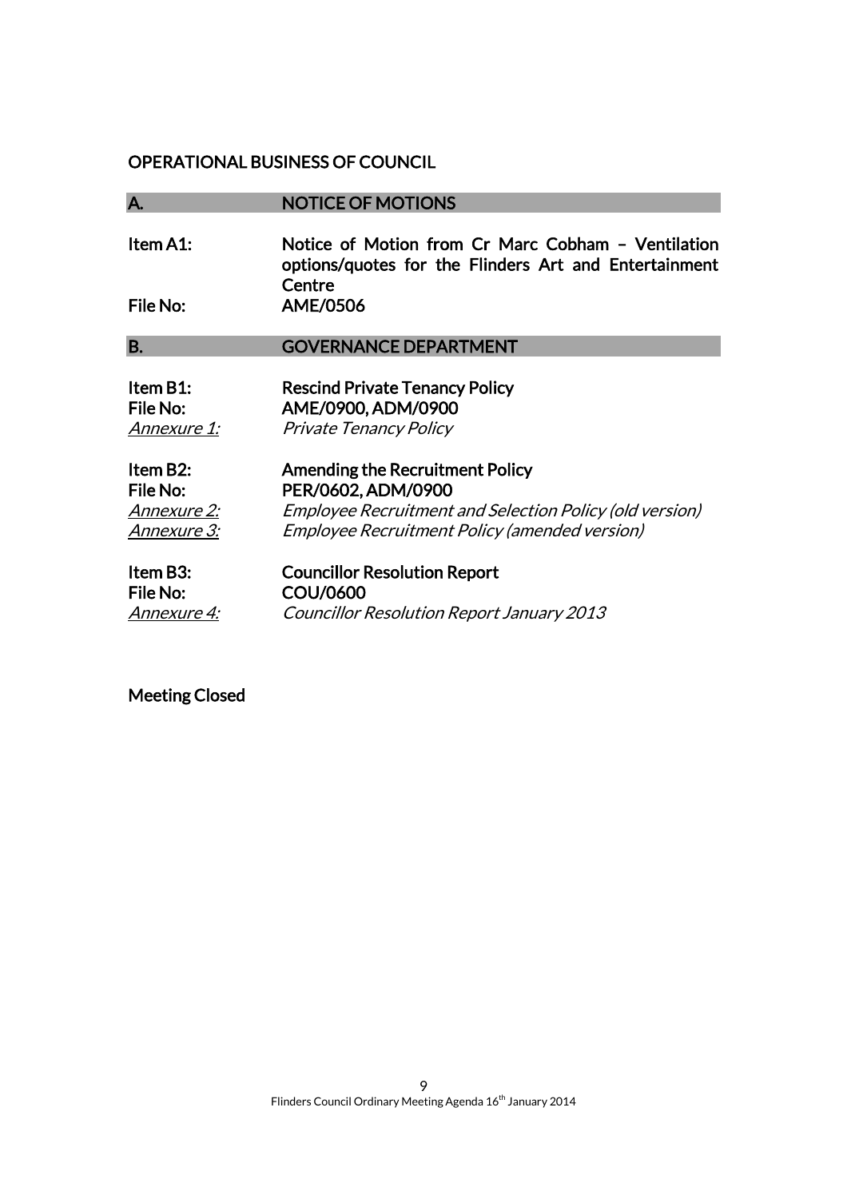## OPERATIONAL BUSINESS OF COUNCIL

### A. NOTICE OF MOTIONS

**Item A1:** **Notice of Motion from Cr Marc Cobham – Ventilation options/quotes for the Flinders Art and Entertainment Centre**
**File No:** **AME/0506**

### B. GOVERNANCE DEPARTMENT

**Item B1:** **Rescind Private Tenancy Policy**
**File No:** **AME/0900, ADM/0900**
*Annexure 1:* *Private Tenancy Policy*

**Item B2:** **Amending the Recruitment Policy**
**File No:** **PER/0602, ADM/0900**
*Annexure 2:* *Employee Recruitment and Selection Policy (old version)*
*Annexure 3:* *Employee Recruitment Policy (amended version)*

**Item B3:** **Councillor Resolution Report**
**File No:** **COU/0600**
*Annexure 4:* *Councillor Resolution Report January 2013*

**Meeting Closed**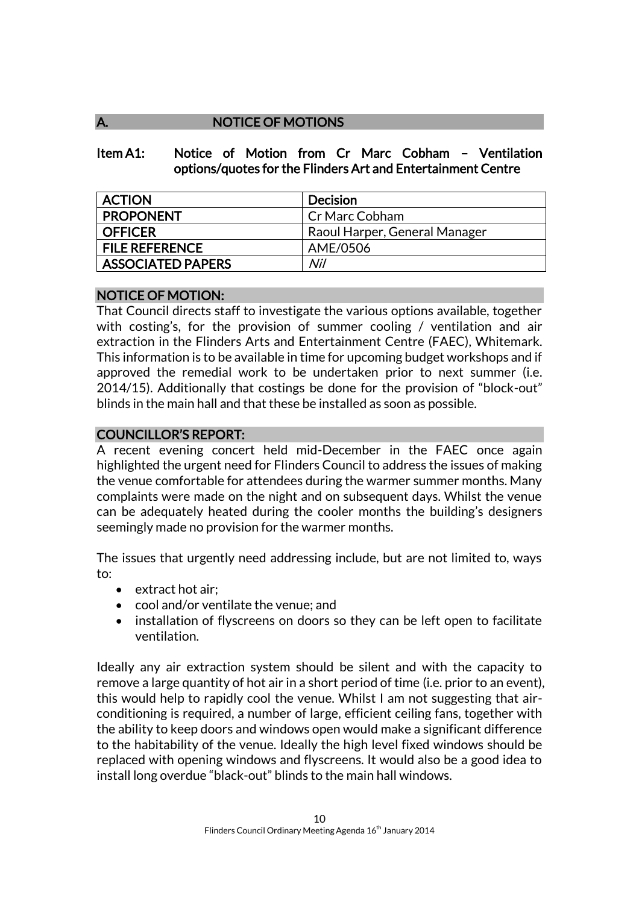## A. NOTICE OF MOTIONS

### Item A1: Notice of Motion from Cr Marc Cobham – Ventilation options/quotes for the Flinders Art and Entertainment Centre

| ACTION | Decision |
|---|---|
| PROPONENT | Cr Marc Cobham |
| OFFICER | Raoul Harper, General Manager |
| FILE REFERENCE | AME/0506 |
| ASSOCIATED PAPERS | *Nil* |

### NOTICE OF MOTION:

That Council directs staff to investigate the various options available, together with costing's, for the provision of summer cooling / ventilation and air extraction in the Flinders Arts and Entertainment Centre (FAEC), Whitemark. This information is to be available in time for upcoming budget workshops and if approved the remedial work to be undertaken prior to next summer (i.e. 2014/15). Additionally that costings be done for the provision of "block-out" blinds in the main hall and that these be installed as soon as possible.

### COUNCILLOR'S REPORT:

A recent evening concert held mid-December in the FAEC once again highlighted the urgent need for Flinders Council to address the issues of making the venue comfortable for attendees during the warmer summer months. Many complaints were made on the night and on subsequent days. Whilst the venue can be adequately heated during the cooler months the building's designers seemingly made no provision for the warmer months.

The issues that urgently need addressing include, but are not limited to, ways to:

- extract hot air;
- cool and/or ventilate the venue; and
- installation of flyscreens on doors so they can be left open to facilitate ventilation.

Ideally any air extraction system should be silent and with the capacity to remove a large quantity of hot air in a short period of time (i.e. prior to an event), this would help to rapidly cool the venue. Whilst I am not suggesting that air-conditioning is required, a number of large, efficient ceiling fans, together with the ability to keep doors and windows open would make a significant difference to the habitability of the venue. Ideally the high level fixed windows should be replaced with opening windows and flyscreens. It would also be a good idea to install long overdue "black-out" blinds to the main hall windows.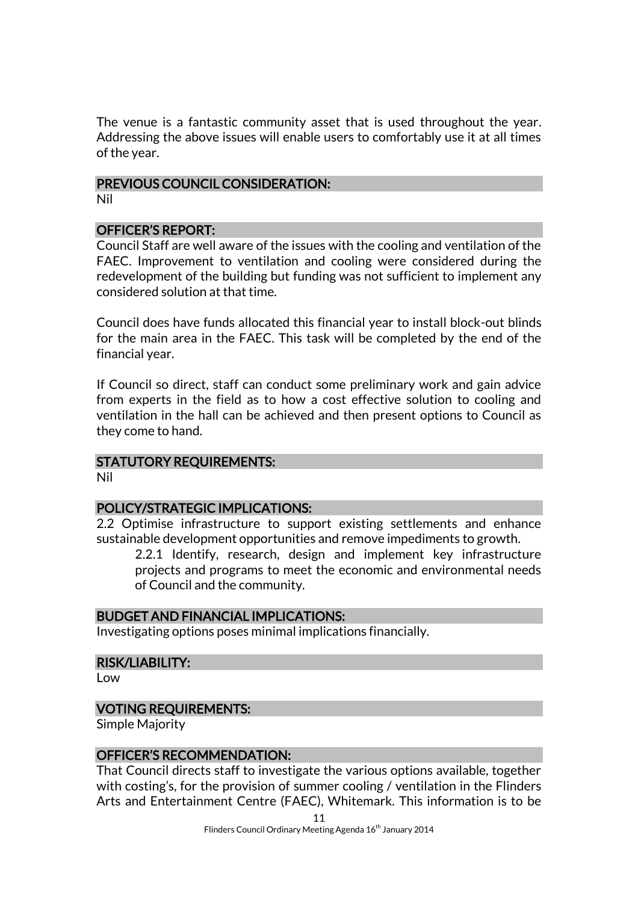The venue is a fantastic community asset that is used throughout the year. Addressing the above issues will enable users to comfortably use it at all times of the year.

## PREVIOUS COUNCIL CONSIDERATION:

Nil

## OFFICER'S REPORT:

Council Staff are well aware of the issues with the cooling and ventilation of the FAEC. Improvement to ventilation and cooling were considered during the redevelopment of the building but funding was not sufficient to implement any considered solution at that time.

Council does have funds allocated this financial year to install block-out blinds for the main area in the FAEC. This task will be completed by the end of the financial year.

If Council so direct, staff can conduct some preliminary work and gain advice from experts in the field as to how a cost effective solution to cooling and ventilation in the hall can be achieved and then present options to Council as they come to hand.

## STATUTORY REQUIREMENTS:

Nil

## POLICY/STRATEGIC IMPLICATIONS:

2.2 Optimise infrastructure to support existing settlements and enhance sustainable development opportunities and remove impediments to growth.

> 2.2.1 Identify, research, design and implement key infrastructure projects and programs to meet the economic and environmental needs of Council and the community.

## BUDGET AND FINANCIAL IMPLICATIONS:

Investigating options poses minimal implications financially.

## RISK/LIABILITY:

Low

## VOTING REQUIREMENTS:

Simple Majority

## OFFICER'S RECOMMENDATION:

That Council directs staff to investigate the various options available, together with costing's, for the provision of summer cooling / ventilation in the Flinders Arts and Entertainment Centre (FAEC), Whitemark. This information is to be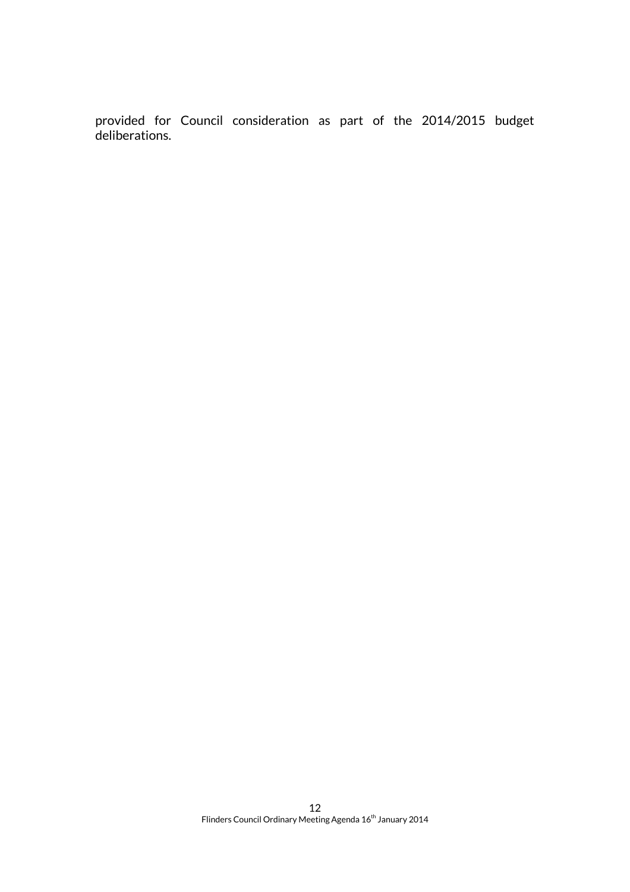provided for Council consideration as part of the 2014/2015 budget deliberations.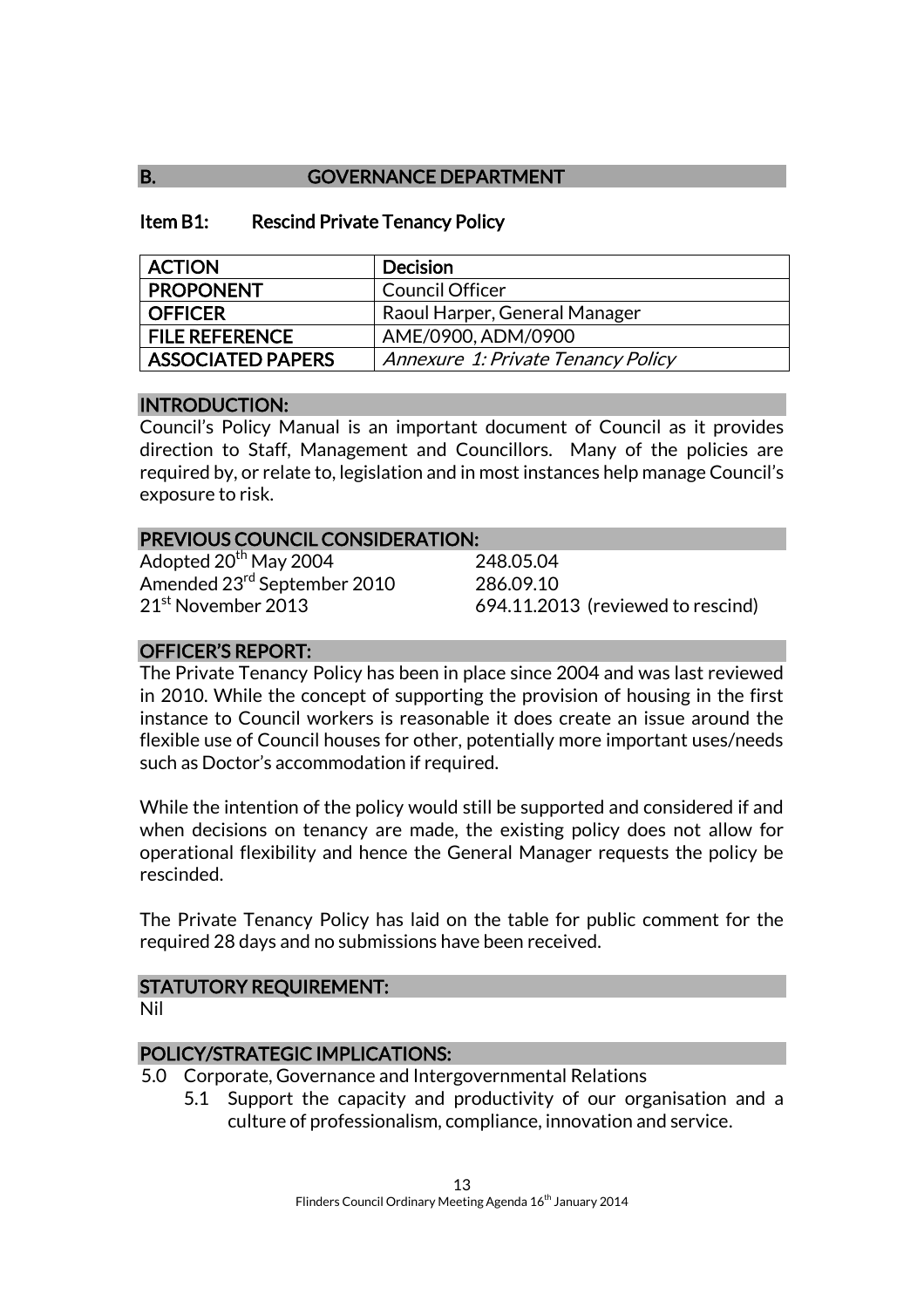## B. GOVERNANCE DEPARTMENT

### Item B1: Rescind Private Tenancy Policy

| ACTION | Decision |
|---|---|
| PROPONENT | Council Officer |
| OFFICER | Raoul Harper, General Manager |
| FILE REFERENCE | AME/0900, ADM/0900 |
| ASSOCIATED PAPERS | *Annexure 1: Private Tenancy Policy* |

#### INTRODUCTION:

Council's Policy Manual is an important document of Council as it provides direction to Staff, Management and Councillors. Many of the policies are required by, or relate to, legislation and in most instances help manage Council's exposure to risk.

#### PREVIOUS COUNCIL CONSIDERATION:

| | |
|---|---|
| Adopted 20th May 2004 | 248.05.04 |
| Amended 23rd September 2010 | 286.09.10 |
| 21st November 2013 | 694.11.2013 (reviewed to rescind) |

#### OFFICER'S REPORT:

The Private Tenancy Policy has been in place since 2004 and was last reviewed in 2010. While the concept of supporting the provision of housing in the first instance to Council workers is reasonable it does create an issue around the flexible use of Council houses for other, potentially more important uses/needs such as Doctor's accommodation if required.

While the intention of the policy would still be supported and considered if and when decisions on tenancy are made, the existing policy does not allow for operational flexibility and hence the General Manager requests the policy be rescinded.

The Private Tenancy Policy has laid on the table for public comment for the required 28 days and no submissions have been received.

#### STATUTORY REQUIREMENT:

Nil

#### POLICY/STRATEGIC IMPLICATIONS:

- 5.0 Corporate, Governance and Intergovernmental Relations
  - 5.1 Support the capacity and productivity of our organisation and a culture of professionalism, compliance, innovation and service.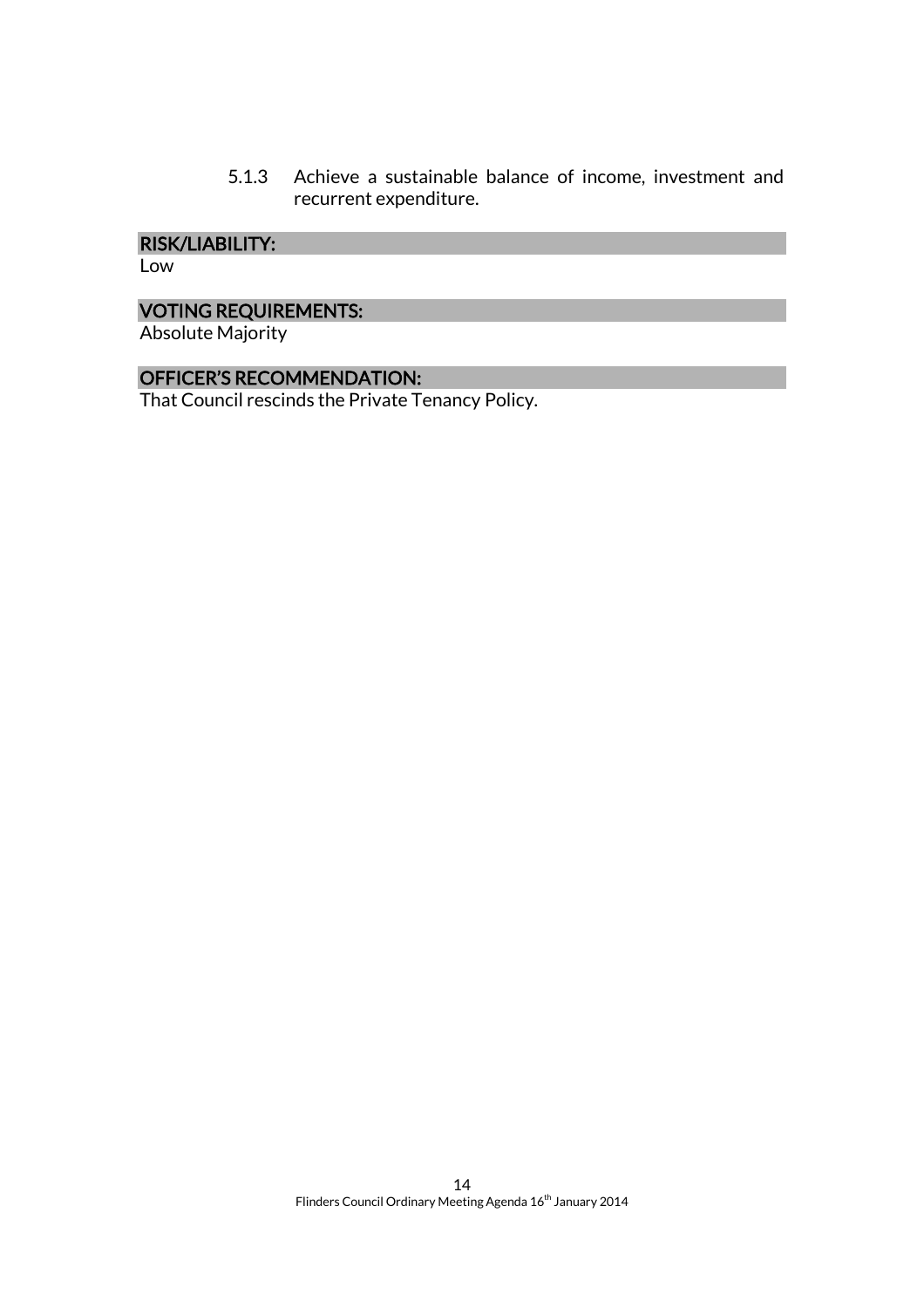5.1.3 Achieve a sustainable balance of income, investment and recurrent expenditure.

## RISK/LIABILITY:

Low

## VOTING REQUIREMENTS:

Absolute Majority

## OFFICER'S RECOMMENDATION:

That Council rescinds the Private Tenancy Policy.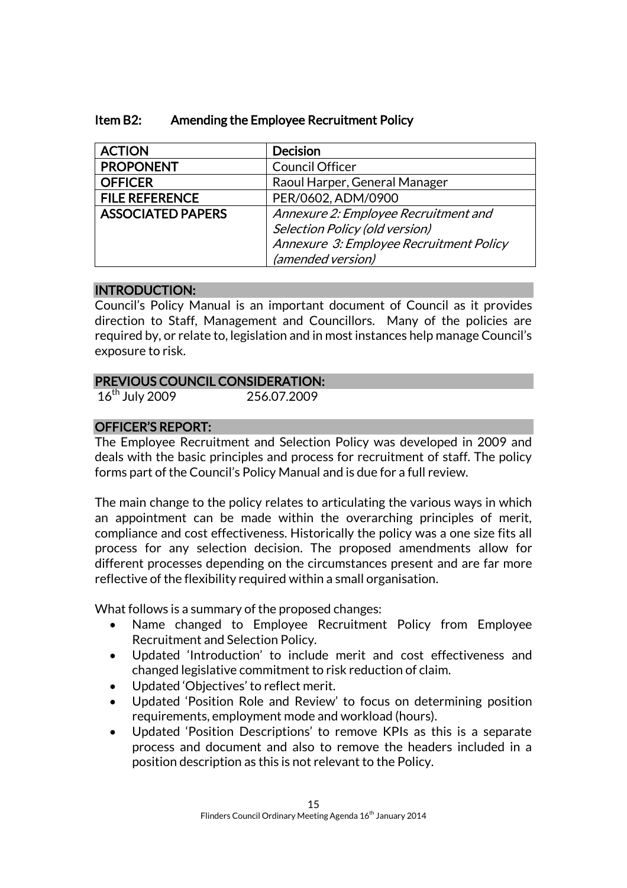## Item B2: Amending the Employee Recruitment Policy

| ACTION | Decision |
|---|---|
| PROPONENT | Council Officer |
| OFFICER | Raoul Harper, General Manager |
| FILE REFERENCE | PER/0602, ADM/0900 |
| ASSOCIATED PAPERS | *Annexure 2: Employee Recruitment and Selection Policy (old version)* *Annexure 3: Employee Recruitment Policy (amended version)* |

### INTRODUCTION:

Council's Policy Manual is an important document of Council as it provides direction to Staff, Management and Councillors. Many of the policies are required by, or relate to, legislation and in most instances help manage Council's exposure to risk.

### PREVIOUS COUNCIL CONSIDERATION:

16th July 2009 256.07.2009

### OFFICER'S REPORT:

The Employee Recruitment and Selection Policy was developed in 2009 and deals with the basic principles and process for recruitment of staff. The policy forms part of the Council's Policy Manual and is due for a full review.

The main change to the policy relates to articulating the various ways in which an appointment can be made within the overarching principles of merit, compliance and cost effectiveness. Historically the policy was a one size fits all process for any selection decision. The proposed amendments allow for different processes depending on the circumstances present and are far more reflective of the flexibility required within a small organisation.

What follows is a summary of the proposed changes:

- Name changed to Employee Recruitment Policy from Employee Recruitment and Selection Policy.
- Updated 'Introduction' to include merit and cost effectiveness and changed legislative commitment to risk reduction of claim.
- Updated 'Objectives' to reflect merit.
- Updated 'Position Role and Review' to focus on determining position requirements, employment mode and workload (hours).
- Updated 'Position Descriptions' to remove KPIs as this is a separate process and document and also to remove the headers included in a position description as this is not relevant to the Policy.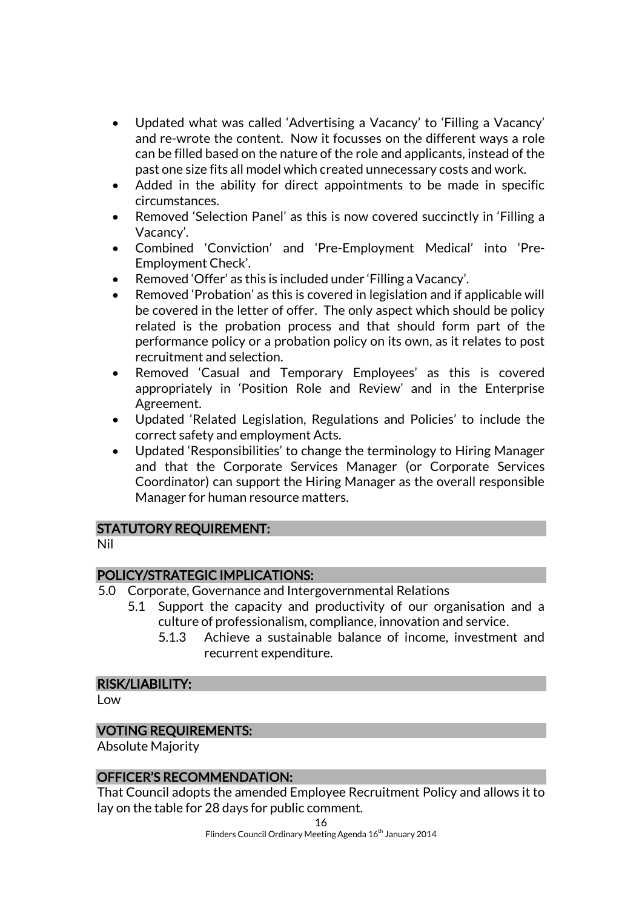- Updated what was called 'Advertising a Vacancy' to 'Filling a Vacancy' and re-wrote the content. Now it focusses on the different ways a role can be filled based on the nature of the role and applicants, instead of the past one size fits all model which created unnecessary costs and work.
- Added in the ability for direct appointments to be made in specific circumstances.
- Removed 'Selection Panel' as this is now covered succinctly in 'Filling a Vacancy'.
- Combined 'Conviction' and 'Pre-Employment Medical' into 'Pre-Employment Check'.
- Removed 'Offer' as this is included under 'Filling a Vacancy'.
- Removed 'Probation' as this is covered in legislation and if applicable will be covered in the letter of offer. The only aspect which should be policy related is the probation process and that should form part of the performance policy or a probation policy on its own, as it relates to post recruitment and selection.
- Removed 'Casual and Temporary Employees' as this is covered appropriately in 'Position Role and Review' and in the Enterprise Agreement.
- Updated 'Related Legislation, Regulations and Policies' to include the correct safety and employment Acts.
- Updated 'Responsibilities' to change the terminology to Hiring Manager and that the Corporate Services Manager (or Corporate Services Coordinator) can support the Hiring Manager as the overall responsible Manager for human resource matters.

## STATUTORY REQUIREMENT:

Nil

## POLICY/STRATEGIC IMPLICATIONS:

5.0 Corporate, Governance and Intergovernmental Relations
   - 5.1 Support the capacity and productivity of our organisation and a culture of professionalism, compliance, innovation and service.
      - 5.1.3 Achieve a sustainable balance of income, investment and recurrent expenditure.

## RISK/LIABILITY:

Low

## VOTING REQUIREMENTS:

Absolute Majority

## OFFICER'S RECOMMENDATION:

That Council adopts the amended Employee Recruitment Policy and allows it to lay on the table for 28 days for public comment.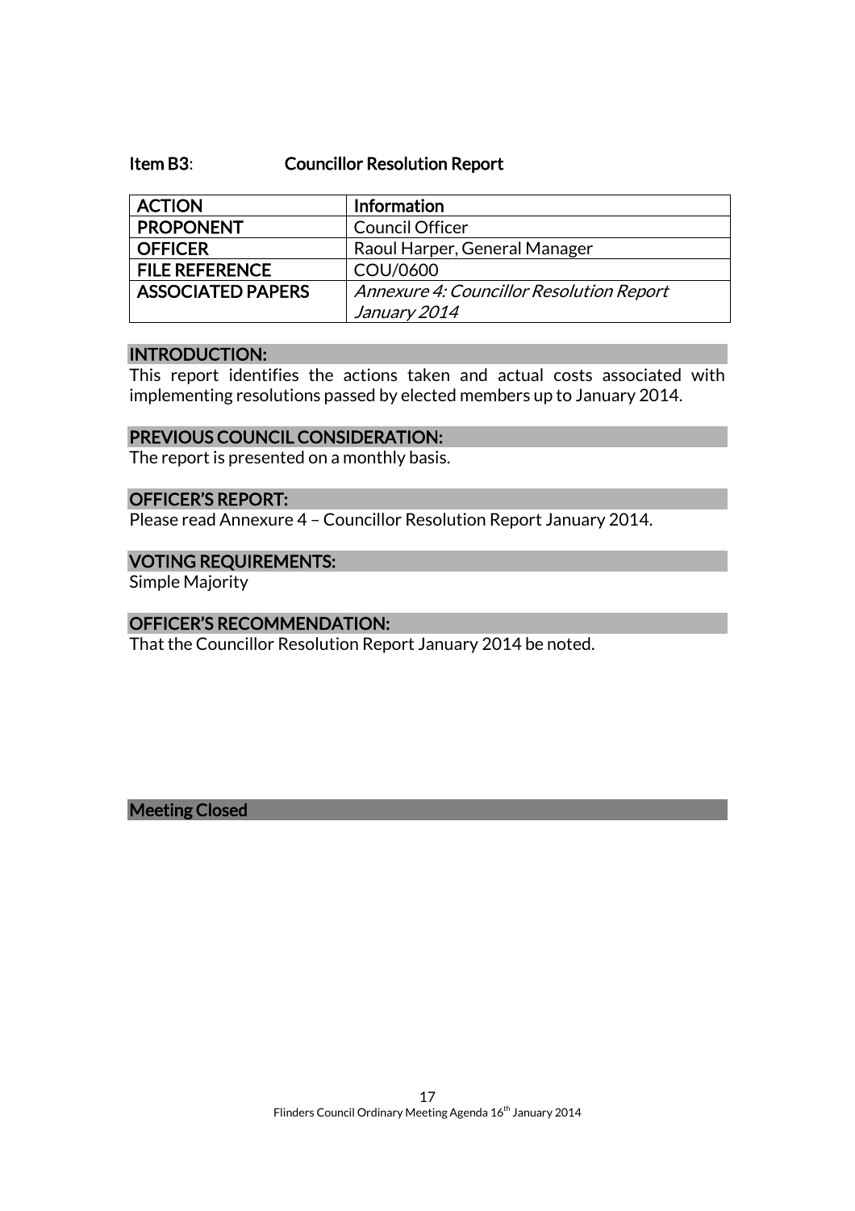### Item B3: Councillor Resolution Report

| | |
|---|---|
| **ACTION** | **Information** |
| **PROPONENT** | Council Officer |
| **OFFICER** | Raoul Harper, General Manager |
| **FILE REFERENCE** | COU/0600 |
| **ASSOCIATED PAPERS** | *Annexure 4: Councillor Resolution Report January 2014* |

#### INTRODUCTION:

This report identifies the actions taken and actual costs associated with implementing resolutions passed by elected members up to January 2014.

#### PREVIOUS COUNCIL CONSIDERATION:

The report is presented on a monthly basis.

#### OFFICER'S REPORT:

Please read Annexure 4 – Councillor Resolution Report January 2014.

#### VOTING REQUIREMENTS:

Simple Majority

#### OFFICER'S RECOMMENDATION:

That the Councillor Resolution Report January 2014 be noted.

#### Meeting Closed